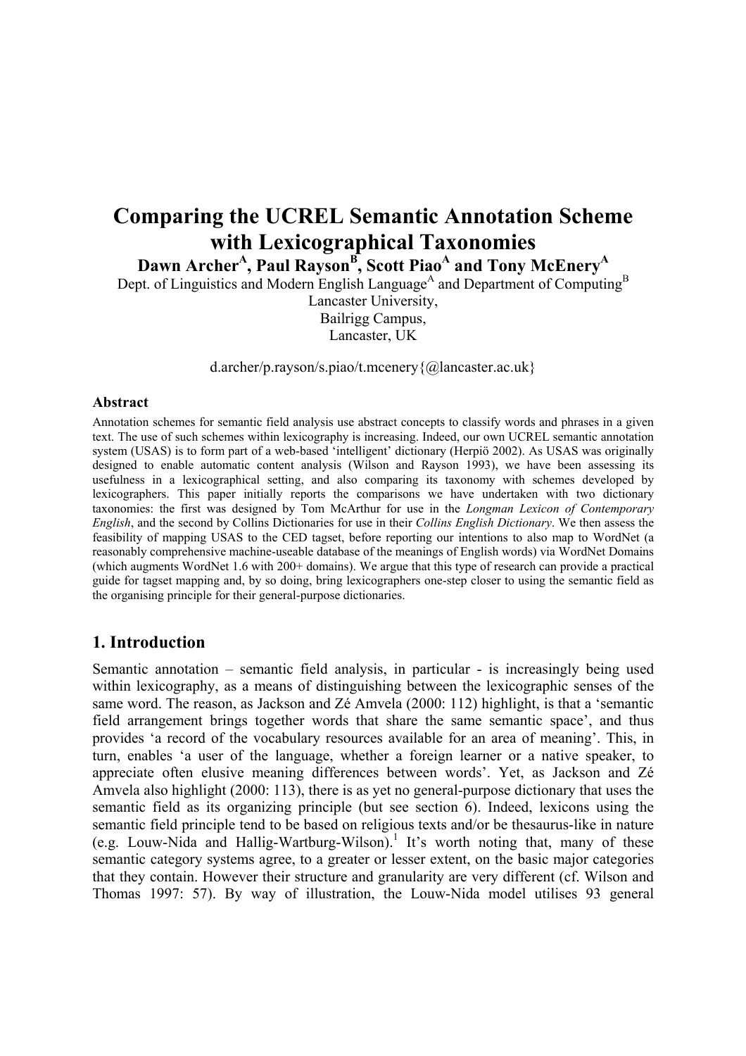# Comparing the UCREL Semantic Annotation Scheme with Lexicographical Taxonomies

**Dawn Archer[A], Paul Rayson[B], Scott Piao[A] and Tony McEnery[A]**

Dept. of Linguistics and Modern English Language[A] and Department of Computing[B]
Lancaster University,
Bailrigg Campus,
Lancaster, UK

d.archer/p.rayson/s.piao/t.mcenery{@lancaster.ac.uk}

### Abstract

Annotation schemes for semantic field analysis use abstract concepts to classify words and phrases in a given text. The use of such schemes within lexicography is increasing. Indeed, our own UCREL semantic annotation system (USAS) is to form part of a web-based 'intelligent' dictionary (Herpiö 2002). As USAS was originally designed to enable automatic content analysis (Wilson and Rayson 1993), we have been assessing its usefulness in a lexicographical setting, and also comparing its taxonomy with schemes developed by lexicographers. This paper initially reports the comparisons we have undertaken with two dictionary taxonomies: the first was designed by Tom McArthur for use in the *Longman Lexicon of Contemporary English*, and the second by Collins Dictionaries for use in their *Collins English Dictionary*. We then assess the feasibility of mapping USAS to the CED tagset, before reporting our intentions to also map to WordNet (a reasonably comprehensive machine-useable database of the meanings of English words) via WordNet Domains (which augments WordNet 1.6 with 200+ domains). We argue that this type of research can provide a practical guide for tagset mapping and, by so doing, bring lexicographers one-step closer to using the semantic field as the organising principle for their general-purpose dictionaries.

## 1. Introduction

Semantic annotation – semantic field analysis, in particular - is increasingly being used within lexicography, as a means of distinguishing between the lexicographic senses of the same word. The reason, as Jackson and Zé Amvela (2000: 112) highlight, is that a 'semantic field arrangement brings together words that share the same semantic space', and thus provides 'a record of the vocabulary resources available for an area of meaning'. This, in turn, enables 'a user of the language, whether a foreign learner or a native speaker, to appreciate often elusive meaning differences between words'. Yet, as Jackson and Zé Amvela also highlight (2000: 113), there is as yet no general-purpose dictionary that uses the semantic field as its organizing principle (but see section 6). Indeed, lexicons using the semantic field principle tend to be based on religious texts and/or be thesaurus-like in nature (e.g. Louw-Nida and Hallig-Wartburg-Wilson).[1] It's worth noting that, many of these semantic category systems agree, to a greater or lesser extent, on the basic major categories that they contain. However their structure and granularity are very different (cf. Wilson and Thomas 1997: 57). By way of illustration, the Louw-Nida model utilises 93 general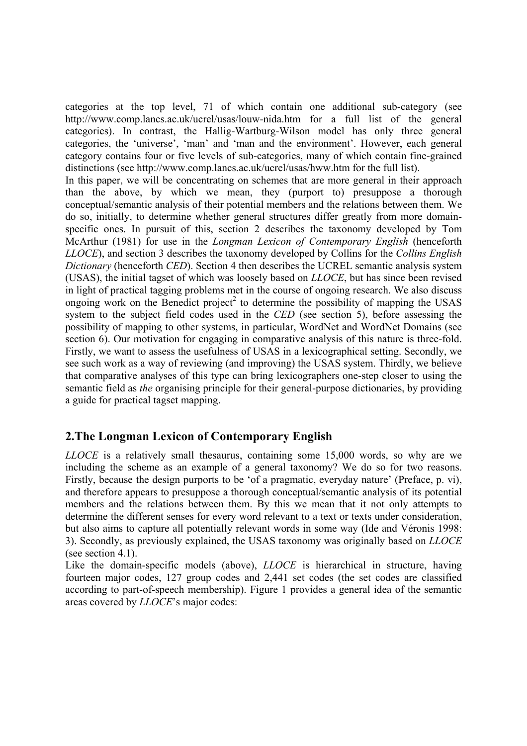categories at the top level, 71 of which contain one additional sub-category (see http://www.comp.lancs.ac.uk/ucrel/usas/louw-nida.htm for a full list of the general categories). In contrast, the Hallig-Wartburg-Wilson model has only three general categories, the 'universe', 'man' and 'man and the environment'. However, each general category contains four or five levels of sub-categories, many of which contain fine-grained distinctions (see http://www.comp.lancs.ac.uk/ucrel/usas/hww.htm for the full list).

In this paper, we will be concentrating on schemes that are more general in their approach than the above, by which we mean, they (purport to) presuppose a thorough conceptual/semantic analysis of their potential members and the relations between them. We do so, initially, to determine whether general structures differ greatly from more domain-specific ones. In pursuit of this, section 2 describes the taxonomy developed by Tom McArthur (1981) for use in the *Longman Lexicon of Contemporary English* (henceforth *LLOCE*), and section 3 describes the taxonomy developed by Collins for the *Collins English Dictionary* (henceforth *CED*). Section 4 then describes the UCREL semantic analysis system (USAS), the initial tagset of which was loosely based on *LLOCE*, but has since been revised in light of practical tagging problems met in the course of ongoing research. We also discuss ongoing work on the Benedict project[2] to determine the possibility of mapping the USAS system to the subject field codes used in the *CED* (see section 5), before assessing the possibility of mapping to other systems, in particular, WordNet and WordNet Domains (see section 6). Our motivation for engaging in comparative analysis of this nature is three-fold. Firstly, we want to assess the usefulness of USAS in a lexicographical setting. Secondly, we see such work as a way of reviewing (and improving) the USAS system. Thirdly, we believe that comparative analyses of this type can bring lexicographers one-step closer to using the semantic field as *the* organising principle for their general-purpose dictionaries, by providing a guide for practical tagset mapping.

## 2.The Longman Lexicon of Contemporary English

*LLOCE* is a relatively small thesaurus, containing some 15,000 words, so why are we including the scheme as an example of a general taxonomy? We do so for two reasons. Firstly, because the design purports to be 'of a pragmatic, everyday nature' (Preface, p. vi), and therefore appears to presuppose a thorough conceptual/semantic analysis of its potential members and the relations between them. By this we mean that it not only attempts to determine the different senses for every word relevant to a text or texts under consideration, but also aims to capture all potentially relevant words in some way (Ide and Véronis 1998: 3). Secondly, as previously explained, the USAS taxonomy was originally based on *LLOCE* (see section 4.1).

Like the domain-specific models (above), *LLOCE* is hierarchical in structure, having fourteen major codes, 127 group codes and 2,441 set codes (the set codes are classified according to part-of-speech membership). Figure 1 provides a general idea of the semantic areas covered by *LLOCE*'s major codes: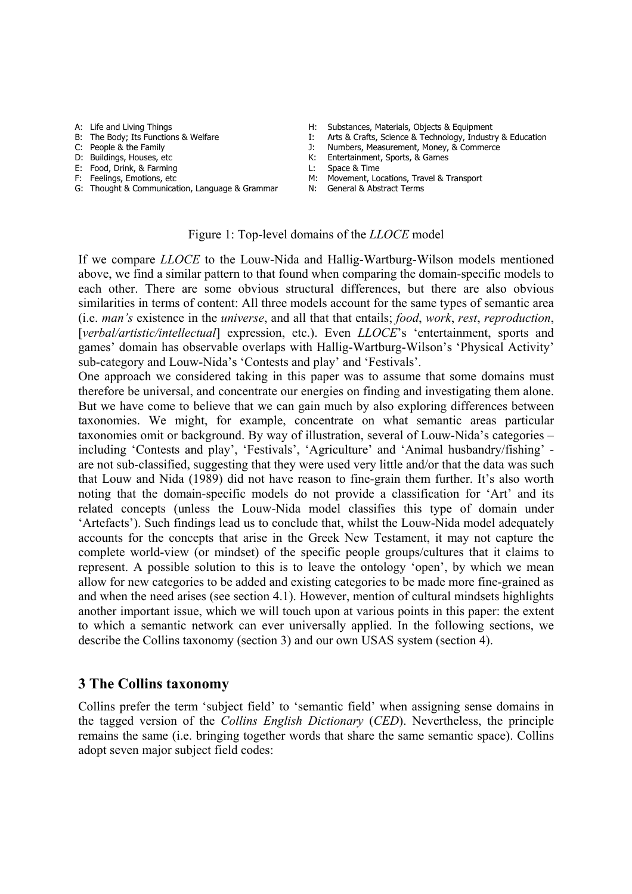- A: Life and Living Things
- B: The Body; Its Functions & Welfare
- C: People & the Family
- D: Buildings, Houses, etc
- E: Food, Drink, & Farming
- F: Feelings, Emotions, etc
- G: Thought & Communication, Language & Grammar
- H: Substances, Materials, Objects & Equipment
- I: Arts & Crafts, Science & Technology, Industry & Education
- J: Numbers, Measurement, Money, & Commerce
- K: Entertainment, Sports, & Games
- L: Space & Time
- M: Movement, Locations, Travel & Transport
- N: General & Abstract Terms

Figure 1: Top-level domains of the *LLOCE* model

If we compare *LLOCE* to the Louw-Nida and Hallig-Wartburg-Wilson models mentioned above, we find a similar pattern to that found when comparing the domain-specific models to each other. There are some obvious structural differences, but there are also obvious similarities in terms of content: All three models account for the same types of semantic area (i.e. *man's* existence in the *universe*, and all that that entails; *food*, *work*, *rest*, *reproduction*, [*verbal/artistic/intellectual*] expression, etc.). Even *LLOCE*'s 'entertainment, sports and games' domain has observable overlaps with Hallig-Wartburg-Wilson's 'Physical Activity' sub-category and Louw-Nida's 'Contests and play' and 'Festivals'.

One approach we considered taking in this paper was to assume that some domains must therefore be universal, and concentrate our energies on finding and investigating them alone. But we have come to believe that we can gain much by also exploring differences between taxonomies. We might, for example, concentrate on what semantic areas particular taxonomies omit or background. By way of illustration, several of Louw-Nida's categories – including 'Contests and play', 'Festivals', 'Agriculture' and 'Animal husbandry/fishing' - are not sub-classified, suggesting that they were used very little and/or that the data was such that Louw and Nida (1989) did not have reason to fine-grain them further. It's also worth noting that the domain-specific models do not provide a classification for 'Art' and its related concepts (unless the Louw-Nida model classifies this type of domain under 'Artefacts'). Such findings lead us to conclude that, whilst the Louw-Nida model adequately accounts for the concepts that arise in the Greek New Testament, it may not capture the complete world-view (or mindset) of the specific people groups/cultures that it claims to represent. A possible solution to this is to leave the ontology 'open', by which we mean allow for new categories to be added and existing categories to be made more fine-grained as and when the need arises (see section 4.1). However, mention of cultural mindsets highlights another important issue, which we will touch upon at various points in this paper: the extent to which a semantic network can ever universally applied. In the following sections, we describe the Collins taxonomy (section 3) and our own USAS system (section 4).

## 3 The Collins taxonomy

Collins prefer the term 'subject field' to 'semantic field' when assigning sense domains in the tagged version of the *Collins English Dictionary* (*CED*). Nevertheless, the principle remains the same (i.e. bringing together words that share the same semantic space). Collins adopt seven major subject field codes: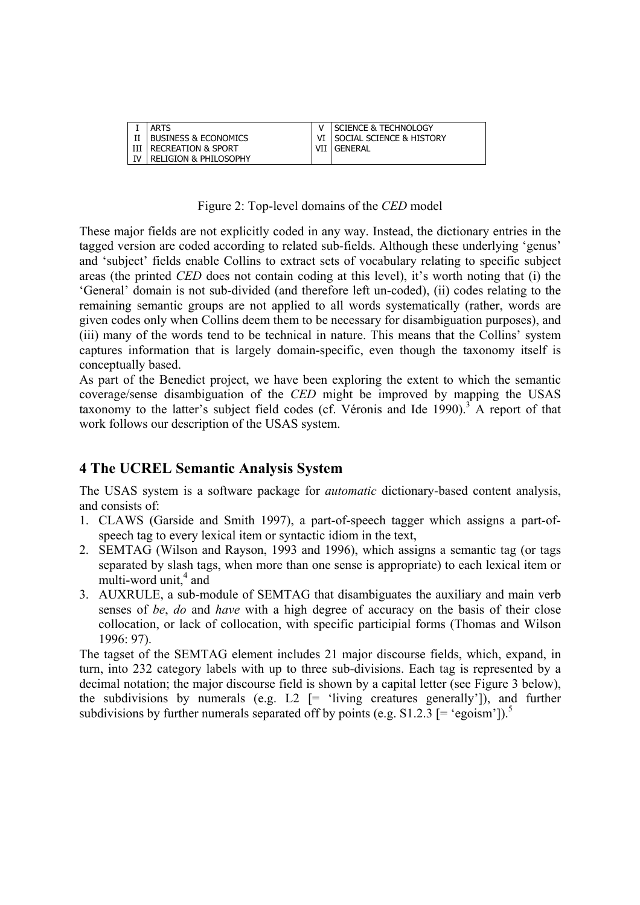| I | ARTS | V | SCIENCE & TECHNOLOGY |
|---|---|---|---|
| II | BUSINESS & ECONOMICS | VI | SOCIAL SCIENCE & HISTORY |
| III | RECREATION & SPORT | VII | GENERAL |
| IV | RELIGION & PHILOSOPHY | | |

Figure 2: Top-level domains of the *CED* model

These major fields are not explicitly coded in any way. Instead, the dictionary entries in the tagged version are coded according to related sub-fields. Although these underlying 'genus' and 'subject' fields enable Collins to extract sets of vocabulary relating to specific subject areas (the printed *CED* does not contain coding at this level), it's worth noting that (i) the 'General' domain is not sub-divided (and therefore left un-coded), (ii) codes relating to the remaining semantic groups are not applied to all words systematically (rather, words are given codes only when Collins deem them to be necessary for disambiguation purposes), and (iii) many of the words tend to be technical in nature. This means that the Collins' system captures information that is largely domain-specific, even though the taxonomy itself is conceptually based.

As part of the Benedict project, we have been exploring the extent to which the semantic coverage/sense disambiguation of the *CED* might be improved by mapping the USAS taxonomy to the latter's subject field codes (cf. Véronis and Ide 1990).[3] A report of that work follows our description of the USAS system.

## 4 The UCREL Semantic Analysis System

The USAS system is a software package for *automatic* dictionary-based content analysis, and consists of:

1. CLAWS (Garside and Smith 1997), a part-of-speech tagger which assigns a part-of-speech tag to every lexical item or syntactic idiom in the text,
2. SEMTAG (Wilson and Rayson, 1993 and 1996), which assigns a semantic tag (or tags separated by slash tags, when more than one sense is appropriate) to each lexical item or multi-word unit,[4] and
3. AUXRULE, a sub-module of SEMTAG that disambiguates the auxiliary and main verb senses of *be*, *do* and *have* with a high degree of accuracy on the basis of their close collocation, or lack of collocation, with specific participial forms (Thomas and Wilson 1996: 97).

The tagset of the SEMTAG element includes 21 major discourse fields, which, expand, in turn, into 232 category labels with up to three sub-divisions. Each tag is represented by a decimal notation; the major discourse field is shown by a capital letter (see Figure 3 below), the subdivisions by numerals (e.g. L2 [= 'living creatures generally']), and further subdivisions by further numerals separated off by points (e.g. S1.2.3 [= 'egoism']).[5]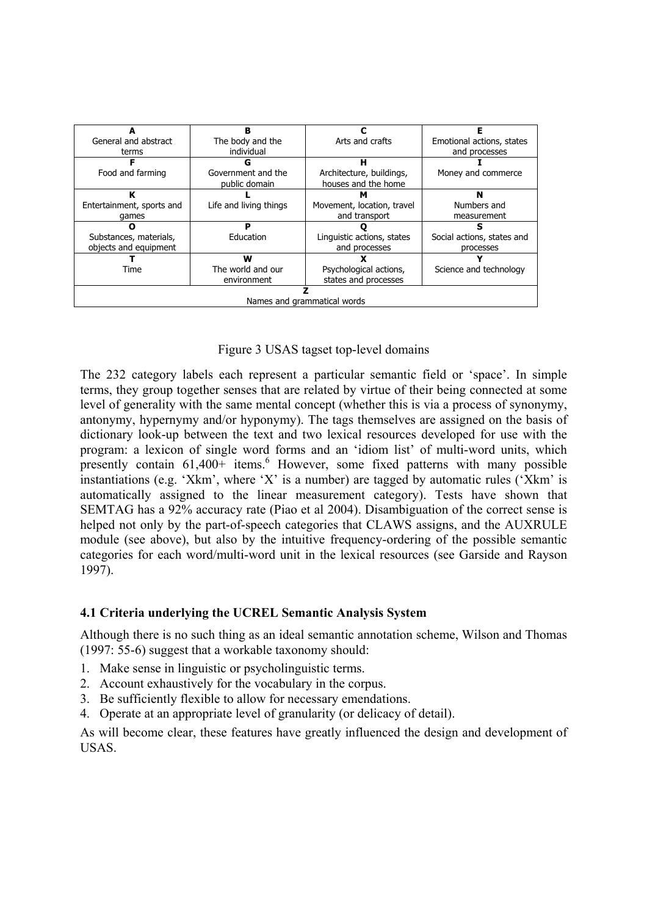| A General and abstract terms | B The body and the individual | C Arts and crafts | E Emotional actions, states and processes |
|---|---|---|---|
| **F** Food and farming | **G** Government and the public domain | **H** Architecture, buildings, houses and the home | **I** Money and commerce |
| **K** Entertainment, sports and games | **L** Life and living things | **M** Movement, location, travel and transport | **N** Numbers and measurement |
| **O** Substances, materials, objects and equipment | **P** Education | **Q** Linguistic actions, states and processes | **S** Social actions, states and processes |
| **T** Time | **W** The world and our environment | **X** Psychological actions, states and processes | **Y** Science and technology |
| **Z** Names and grammatical words | | | |

Figure 3 USAS tagset top-level domains

The 232 category labels each represent a particular semantic field or 'space'. In simple terms, they group together senses that are related by virtue of their being connected at some level of generality with the same mental concept (whether this is via a process of synonymy, antonymy, hypernymy and/or hyponymy). The tags themselves are assigned on the basis of dictionary look-up between the text and two lexical resources developed for use with the program: a lexicon of single word forms and an 'idiom list' of multi-word units, which presently contain 61,400+ items.[6] However, some fixed patterns with many possible instantiations (e.g. 'Xkm', where 'X' is a number) are tagged by automatic rules ('Xkm' is automatically assigned to the linear measurement category). Tests have shown that SEMTAG has a 92% accuracy rate (Piao et al 2004). Disambiguation of the correct sense is helped not only by the part-of-speech categories that CLAWS assigns, and the AUXRULE module (see above), but also by the intuitive frequency-ordering of the possible semantic categories for each word/multi-word unit in the lexical resources (see Garside and Rayson 1997).

### 4.1 Criteria underlying the UCREL Semantic Analysis System

Although there is no such thing as an ideal semantic annotation scheme, Wilson and Thomas (1997: 55-6) suggest that a workable taxonomy should:

1. Make sense in linguistic or psycholinguistic terms.
2. Account exhaustively for the vocabulary in the corpus.
3. Be sufficiently flexible to allow for necessary emendations.
4. Operate at an appropriate level of granularity (or delicacy of detail).

As will become clear, these features have greatly influenced the design and development of USAS.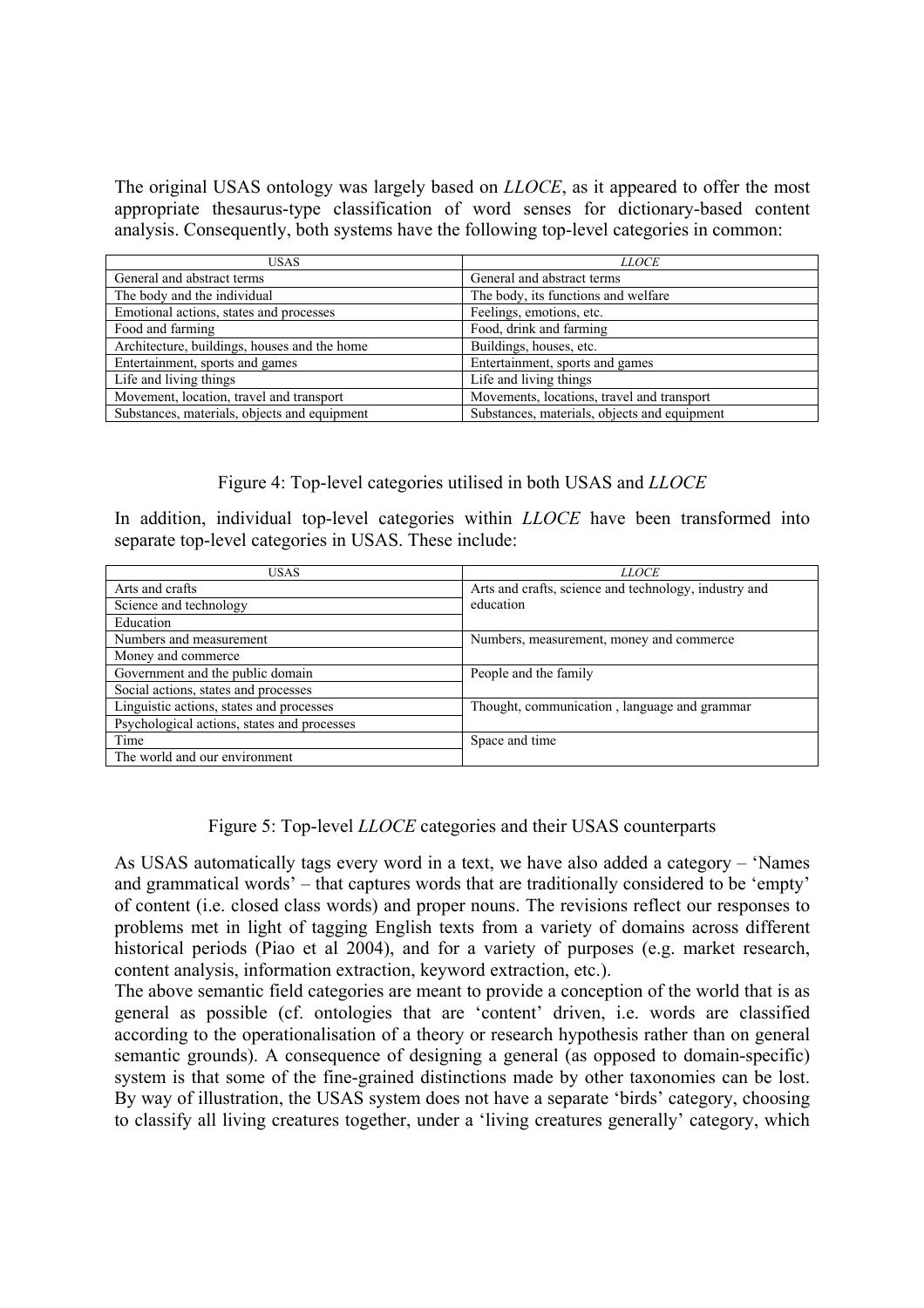The original USAS ontology was largely based on *LLOCE*, as it appeared to offer the most appropriate thesaurus-type classification of word senses for dictionary-based content analysis. Consequently, both systems have the following top-level categories in common:

| USAS | *LLOCE* |
|---|---|
| General and abstract terms | General and abstract terms |
| The body and the individual | The body, its functions and welfare |
| Emotional actions, states and processes | Feelings, emotions, etc. |
| Food and farming | Food, drink and farming |
| Architecture, buildings, houses and the home | Buildings, houses, etc. |
| Entertainment, sports and games | Entertainment, sports and games |
| Life and living things | Life and living things |
| Movement, location, travel and transport | Movements, locations, travel and transport |
| Substances, materials, objects and equipment | Substances, materials, objects and equipment |

Figure 4: Top-level categories utilised in both USAS and *LLOCE*

In addition, individual top-level categories within *LLOCE* have been transformed into separate top-level categories in USAS. These include:

| USAS | *LLOCE* |
|---|---|
| Arts and crafts | Arts and crafts, science and technology, industry and education |
| Science and technology | |
| Education | |
| Numbers and measurement | Numbers, measurement, money and commerce |
| Money and commerce | |
| Government and the public domain | People and the family |
| Social actions, states and processes | |
| Linguistic actions, states and processes | Thought, communication , language and grammar |
| Psychological actions, states and processes | |
| Time | Space and time |
| The world and our environment | |

Figure 5: Top-level *LLOCE* categories and their USAS counterparts

As USAS automatically tags every word in a text, we have also added a category – 'Names and grammatical words' – that captures words that are traditionally considered to be 'empty' of content (i.e. closed class words) and proper nouns. The revisions reflect our responses to problems met in light of tagging English texts from a variety of domains across different historical periods (Piao et al 2004), and for a variety of purposes (e.g. market research, content analysis, information extraction, keyword extraction, etc.).

The above semantic field categories are meant to provide a conception of the world that is as general as possible (cf. ontologies that are 'content' driven, i.e. words are classified according to the operationalisation of a theory or research hypothesis rather than on general semantic grounds). A consequence of designing a general (as opposed to domain-specific) system is that some of the fine-grained distinctions made by other taxonomies can be lost. By way of illustration, the USAS system does not have a separate 'birds' category, choosing to classify all living creatures together, under a 'living creatures generally' category, which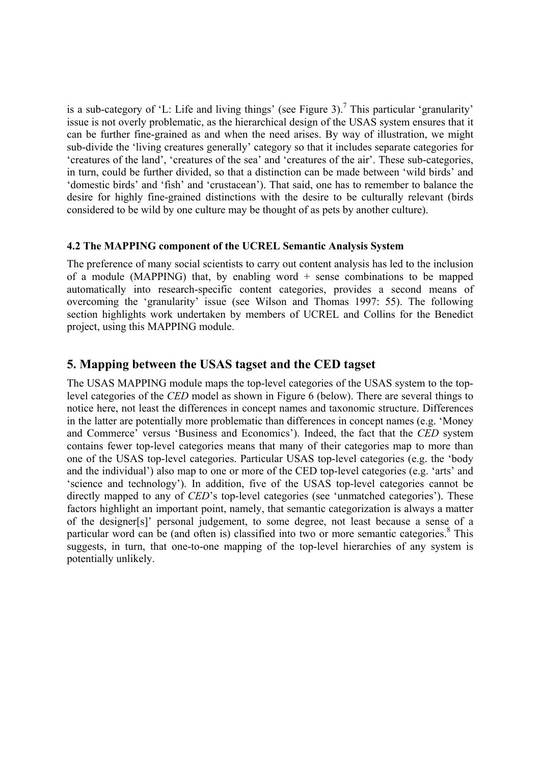is a sub-category of 'L: Life and living things' (see Figure 3).[7] This particular 'granularity' issue is not overly problematic, as the hierarchical design of the USAS system ensures that it can be further fine-grained as and when the need arises. By way of illustration, we might sub-divide the 'living creatures generally' category so that it includes separate categories for 'creatures of the land', 'creatures of the sea' and 'creatures of the air'. These sub-categories, in turn, could be further divided, so that a distinction can be made between 'wild birds' and 'domestic birds' and 'fish' and 'crustacean'). That said, one has to remember to balance the desire for highly fine-grained distinctions with the desire to be culturally relevant (birds considered to be wild by one culture may be thought of as pets by another culture).

### 4.2 The MAPPING component of the UCREL Semantic Analysis System

The preference of many social scientists to carry out content analysis has led to the inclusion of a module (MAPPING) that, by enabling word + sense combinations to be mapped automatically into research-specific content categories, provides a second means of overcoming the 'granularity' issue (see Wilson and Thomas 1997: 55). The following section highlights work undertaken by members of UCREL and Collins for the Benedict project, using this MAPPING module.

## 5. Mapping between the USAS tagset and the CED tagset

The USAS MAPPING module maps the top-level categories of the USAS system to the top-level categories of the *CED* model as shown in Figure 6 (below). There are several things to notice here, not least the differences in concept names and taxonomic structure. Differences in the latter are potentially more problematic than differences in concept names (e.g. 'Money and Commerce' versus 'Business and Economics'). Indeed, the fact that the *CED* system contains fewer top-level categories means that many of their categories map to more than one of the USAS top-level categories. Particular USAS top-level categories (e.g. the 'body and the individual') also map to one or more of the CED top-level categories (e.g. 'arts' and 'science and technology'). In addition, five of the USAS top-level categories cannot be directly mapped to any of *CED*'s top-level categories (see 'unmatched categories'). These factors highlight an important point, namely, that semantic categorization is always a matter of the designer[s]' personal judgement, to some degree, not least because a sense of a particular word can be (and often is) classified into two or more semantic categories.[8] This suggests, in turn, that one-to-one mapping of the top-level hierarchies of any system is potentially unlikely.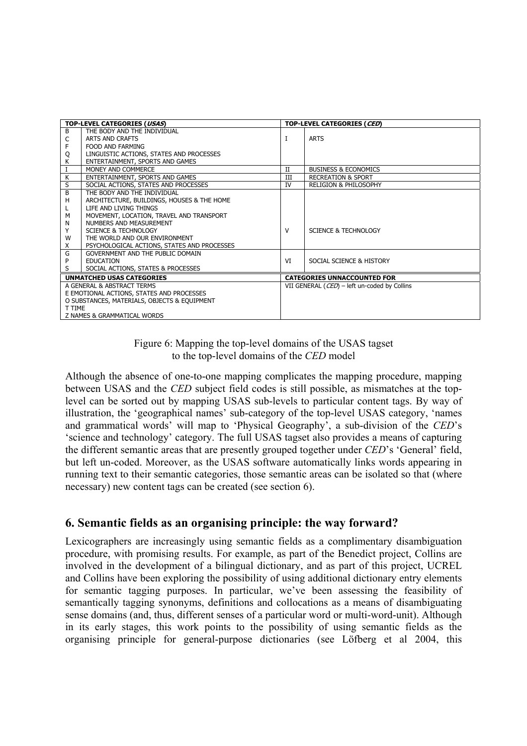| TOP-LEVEL CATEGORIES (*USAS*) | | TOP-LEVEL CATEGORIES (*CED*) | |
|---|---|---|---|
| B | THE BODY AND THE INDIVIDUAL | I | ARTS |
| C | ARTS AND CRAFTS | | |
| F | FOOD AND FARMING | | |
| Q | LINGUISTIC ACTIONS, STATES AND PROCESSES | | |
| K | ENTERTAINMENT, SPORTS AND GAMES | | |
| I | MONEY AND COMMERCE | II | BUSINESS & ECONOMICS |
| K | ENTERTAINMENT, SPORTS AND GAMES | III | RECREATION & SPORT |
| S | SOCIAL ACTIONS, STATES AND PROCESSES | IV | RELIGION & PHILOSOPHY |
| B | THE BODY AND THE INDIVIDUAL | V | SCIENCE & TECHNOLOGY |
| H | ARCHITECTURE, BUILDINGS, HOUSES & THE HOME | | |
| L | LIFE AND LIVING THINGS | | |
| M | MOVEMENT, LOCATION, TRAVEL AND TRANSPORT | | |
| N | NUMBERS AND MEASUREMENT | | |
| Y | SCIENCE & TECHNOLOGY | | |
| W | THE WORLD AND OUR ENVIRONMENT | | |
| X | PSYCHOLOGICAL ACTIONS, STATES AND PROCESSES | | |
| G | GOVERNMENT AND THE PUBLIC DOMAIN | VI | SOCIAL SCIENCE & HISTORY |
| P | EDUCATION | | |
| S | SOCIAL ACTIONS, STATES & PROCESSES | | |
| **UNMATCHED USAS CATEGORIES** | | **CATEGORIES UNNACCOUNTED FOR** | |
| A GENERAL & ABSTRACT TERMS | | VII GENERAL (*CED*) – left un-coded by Collins | |
| E EMOTIONAL ACTIONS, STATES AND PROCESSES | | | |
| O SUBSTANCES, MATERIALS, OBJECTS & EQUIPMENT | | | |
| T TIME | | | |
| Z NAMES & GRAMMATICAL WORDS | | | |

Figure 6: Mapping the top-level domains of the USAS tagset to the top-level domains of the *CED* model

Although the absence of one-to-one mapping complicates the mapping procedure, mapping between USAS and the *CED* subject field codes is still possible, as mismatches at the top-level can be sorted out by mapping USAS sub-levels to particular content tags. By way of illustration, the 'geographical names' sub-category of the top-level USAS category, 'names and grammatical words' will map to 'Physical Geography', a sub-division of the *CED*'s 'science and technology' category. The full USAS tagset also provides a means of capturing the different semantic areas that are presently grouped together under *CED*'s 'General' field, but left un-coded. Moreover, as the USAS software automatically links words appearing in running text to their semantic categories, those semantic areas can be isolated so that (where necessary) new content tags can be created (see section 6).

## 6. Semantic fields as an organising principle: the way forward?

Lexicographers are increasingly using semantic fields as a complimentary disambiguation procedure, with promising results. For example, as part of the Benedict project, Collins are involved in the development of a bilingual dictionary, and as part of this project, UCREL and Collins have been exploring the possibility of using additional dictionary entry elements for semantic tagging purposes. In particular, we've been assessing the feasibility of semantically tagging synonyms, definitions and collocations as a means of disambiguating sense domains (and, thus, different senses of a particular word or multi-word-unit). Although in its early stages, this work points to the possibility of using semantic fields as the organising principle for general-purpose dictionaries (see Löfberg et al 2004, this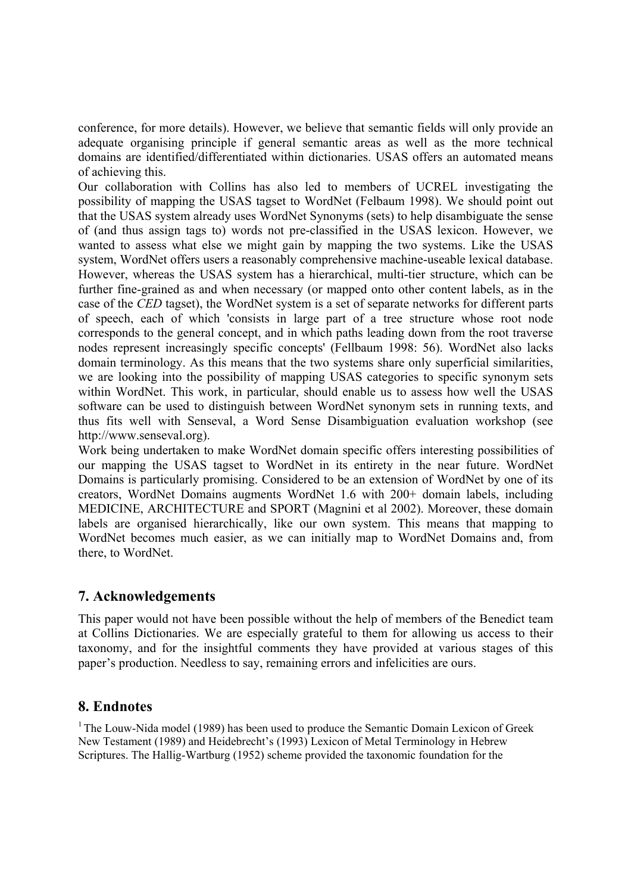conference, for more details). However, we believe that semantic fields will only provide an adequate organising principle if general semantic areas as well as the more technical domains are identified/differentiated within dictionaries. USAS offers an automated means of achieving this.

Our collaboration with Collins has also led to members of UCREL investigating the possibility of mapping the USAS tagset to WordNet (Felbaum 1998). We should point out that the USAS system already uses WordNet Synonyms (sets) to help disambiguate the sense of (and thus assign tags to) words not pre-classified in the USAS lexicon. However, we wanted to assess what else we might gain by mapping the two systems. Like the USAS system, WordNet offers users a reasonably comprehensive machine-useable lexical database. However, whereas the USAS system has a hierarchical, multi-tier structure, which can be further fine-grained as and when necessary (or mapped onto other content labels, as in the case of the *CED* tagset), the WordNet system is a set of separate networks for different parts of speech, each of which 'consists in large part of a tree structure whose root node corresponds to the general concept, and in which paths leading down from the root traverse nodes represent increasingly specific concepts' (Fellbaum 1998: 56). WordNet also lacks domain terminology. As this means that the two systems share only superficial similarities, we are looking into the possibility of mapping USAS categories to specific synonym sets within WordNet. This work, in particular, should enable us to assess how well the USAS software can be used to distinguish between WordNet synonym sets in running texts, and thus fits well with Senseval, a Word Sense Disambiguation evaluation workshop (see http://www.senseval.org).

Work being undertaken to make WordNet domain specific offers interesting possibilities of our mapping the USAS tagset to WordNet in its entirety in the near future. WordNet Domains is particularly promising. Considered to be an extension of WordNet by one of its creators, WordNet Domains augments WordNet 1.6 with 200+ domain labels, including MEDICINE, ARCHITECTURE and SPORT (Magnini et al 2002). Moreover, these domain labels are organised hierarchically, like our own system. This means that mapping to WordNet becomes much easier, as we can initially map to WordNet Domains and, from there, to WordNet.

## 7. Acknowledgements

This paper would not have been possible without the help of members of the Benedict team at Collins Dictionaries. We are especially grateful to them for allowing us access to their taxonomy, and for the insightful comments they have provided at various stages of this paper's production. Needless to say, remaining errors and infelicities are ours.

## 8. Endnotes

[1] The Louw-Nida model (1989) has been used to produce the Semantic Domain Lexicon of Greek New Testament (1989) and Heidebrecht's (1993) Lexicon of Metal Terminology in Hebrew Scriptures. The Hallig-Wartburg (1952) scheme provided the taxonomic foundation for the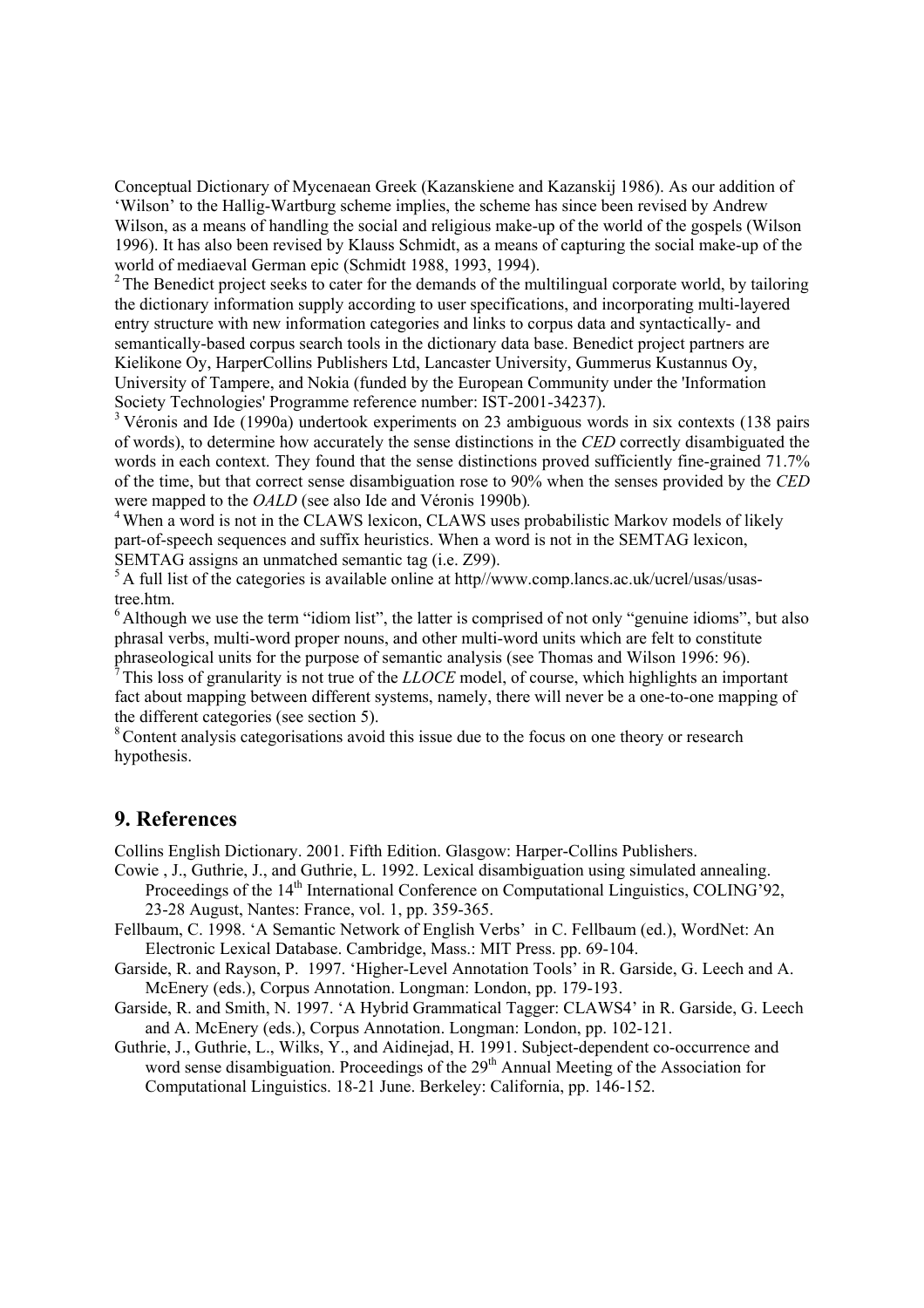Conceptual Dictionary of Mycenaean Greek (Kazanskiene and Kazanskij 1986). As our addition of 'Wilson' to the Hallig-Wartburg scheme implies, the scheme has since been revised by Andrew Wilson, as a means of handling the social and religious make-up of the world of the gospels (Wilson 1996). It has also been revised by Klauss Schmidt, as a means of capturing the social make-up of the world of mediaeval German epic (Schmidt 1988, 1993, 1994).

[2] The Benedict project seeks to cater for the demands of the multilingual corporate world, by tailoring the dictionary information supply according to user specifications, and incorporating multi-layered entry structure with new information categories and links to corpus data and syntactically- and semantically-based corpus search tools in the dictionary data base. Benedict project partners are Kielikone Oy, HarperCollins Publishers Ltd, Lancaster University, Gummerus Kustannus Oy, University of Tampere, and Nokia (funded by the European Community under the 'Information Society Technologies' Programme reference number: IST-2001-34237).

[3] Véronis and Ide (1990a) undertook experiments on 23 ambiguous words in six contexts (138 pairs of words), to determine how accurately the sense distinctions in the *CED* correctly disambiguated the words in each context. They found that the sense distinctions proved sufficiently fine-grained 71.7% of the time, but that correct sense disambiguation rose to 90% when the senses provided by the *CED* were mapped to the *OALD* (see also Ide and Véronis 1990b).

[4] When a word is not in the CLAWS lexicon, CLAWS uses probabilistic Markov models of likely part-of-speech sequences and suffix heuristics. When a word is not in the SEMTAG lexicon, SEMTAG assigns an unmatched semantic tag (i.e. Z99).

[5] A full list of the categories is available online at http//www.comp.lancs.ac.uk/ucrel/usas/usas-tree.htm.

[6] Although we use the term "idiom list", the latter is comprised of not only "genuine idioms", but also phrasal verbs, multi-word proper nouns, and other multi-word units which are felt to constitute phraseological units for the purpose of semantic analysis (see Thomas and Wilson 1996: 96).

[7] This loss of granularity is not true of the *LLOCE* model, of course, which highlights an important fact about mapping between different systems, namely, there will never be a one-to-one mapping of the different categories (see section 5).

[8] Content analysis categorisations avoid this issue due to the focus on one theory or research hypothesis.

## 9. References

Collins English Dictionary. 2001. Fifth Edition. Glasgow: Harper-Collins Publishers.

Cowie , J., Guthrie, J., and Guthrie, L. 1992. Lexical disambiguation using simulated annealing. Proceedings of the 14th International Conference on Computational Linguistics, COLING'92, 23-28 August, Nantes: France, vol. 1, pp. 359-365.

Fellbaum, C. 1998. 'A Semantic Network of English Verbs' in C. Fellbaum (ed.), WordNet: An Electronic Lexical Database. Cambridge, Mass.: MIT Press. pp. 69-104.

Garside, R. and Rayson, P. 1997. 'Higher-Level Annotation Tools' in R. Garside, G. Leech and A. McEnery (eds.), Corpus Annotation. Longman: London, pp. 179-193.

Garside, R. and Smith, N. 1997. 'A Hybrid Grammatical Tagger: CLAWS4' in R. Garside, G. Leech and A. McEnery (eds.), Corpus Annotation. Longman: London, pp. 102-121.

Guthrie, J., Guthrie, L., Wilks, Y., and Aidinejad, H. 1991. Subject-dependent co-occurrence and word sense disambiguation. Proceedings of the 29th Annual Meeting of the Association for Computational Linguistics. 18-21 June. Berkeley: California, pp. 146-152.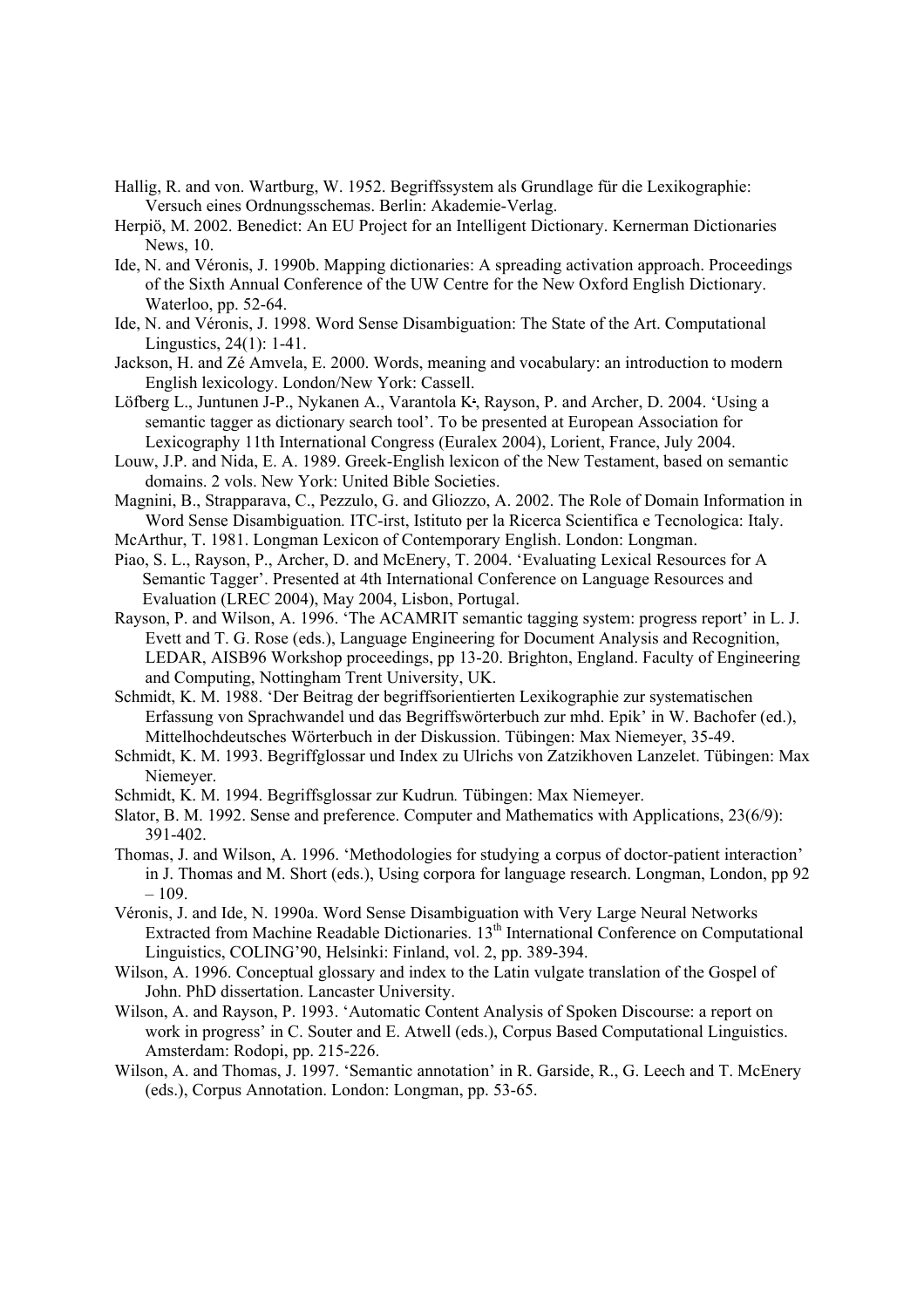Hallig, R. and von. Wartburg, W. 1952. Begriffssystem als Grundlage für die Lexikographie: Versuch eines Ordnungsschemas. Berlin: Akademie-Verlag.

Herpiö, M. 2002. Benedict: An EU Project for an Intelligent Dictionary. Kernerman Dictionaries News, 10.

Ide, N. and Véronis, J. 1990b. Mapping dictionaries: A spreading activation approach. Proceedings of the Sixth Annual Conference of the UW Centre for the New Oxford English Dictionary. Waterloo, pp. 52-64.

Ide, N. and Véronis, J. 1998. Word Sense Disambiguation: The State of the Art. Computational Lingustics, 24(1): 1-41.

Jackson, H. and Zé Amvela, E. 2000. Words, meaning and vocabulary: an introduction to modern English lexicology. London/New York: Cassell.

Löfberg L., Juntunen J-P., Nykanen A., Varantola K., Rayson, P. and Archer, D. 2004. 'Using a semantic tagger as dictionary search tool'. To be presented at European Association for Lexicography 11th International Congress (Euralex 2004), Lorient, France, July 2004.

Louw, J.P. and Nida, E. A. 1989. Greek-English lexicon of the New Testament, based on semantic domains. 2 vols. New York: United Bible Societies.

Magnini, B., Strapparava, C., Pezzulo, G. and Gliozzo, A. 2002. The Role of Domain Information in Word Sense Disambiguation. ITC-irst, Istituto per la Ricerca Scientifica e Tecnologica: Italy.

McArthur, T. 1981. Longman Lexicon of Contemporary English. London: Longman.

Piao, S. L., Rayson, P., Archer, D. and McEnery, T. 2004. 'Evaluating Lexical Resources for A Semantic Tagger'. Presented at 4th International Conference on Language Resources and Evaluation (LREC 2004), May 2004, Lisbon, Portugal.

Rayson, P. and Wilson, A. 1996. 'The ACAMRIT semantic tagging system: progress report' in L. J. Evett and T. G. Rose (eds.), Language Engineering for Document Analysis and Recognition, LEDAR, AISB96 Workshop proceedings, pp 13-20. Brighton, England. Faculty of Engineering and Computing, Nottingham Trent University, UK.

Schmidt, K. M. 1988. 'Der Beitrag der begriffsorientierten Lexikographie zur systematischen Erfassung von Sprachwandel und das Begriffswörterbuch zur mhd. Epik' in W. Bachofer (ed.), Mittelhochdeutsches Wörterbuch in der Diskussion. Tübingen: Max Niemeyer, 35-49.

Schmidt, K. M. 1993. Begriffglossar und Index zu Ulrichs von Zatzikhoven Lanzelet. Tübingen: Max Niemeyer.

Schmidt, K. M. 1994. Begriffsglossar zur Kudrun. Tübingen: Max Niemeyer.

Slator, B. M. 1992. Sense and preference. Computer and Mathematics with Applications, 23(6/9): 391-402.

Thomas, J. and Wilson, A. 1996. 'Methodologies for studying a corpus of doctor-patient interaction' in J. Thomas and M. Short (eds.), Using corpora for language research. Longman, London, pp 92 – 109.

Véronis, J. and Ide, N. 1990a. Word Sense Disambiguation with Very Large Neural Networks Extracted from Machine Readable Dictionaries. 13th International Conference on Computational Linguistics, COLING'90, Helsinki: Finland, vol. 2, pp. 389-394.

Wilson, A. 1996. Conceptual glossary and index to the Latin vulgate translation of the Gospel of John. PhD dissertation. Lancaster University.

Wilson, A. and Rayson, P. 1993. 'Automatic Content Analysis of Spoken Discourse: a report on work in progress' in C. Souter and E. Atwell (eds.), Corpus Based Computational Linguistics. Amsterdam: Rodopi, pp. 215-226.

Wilson, A. and Thomas, J. 1997. 'Semantic annotation' in R. Garside, R., G. Leech and T. McEnery (eds.), Corpus Annotation. London: Longman, pp. 53-65.